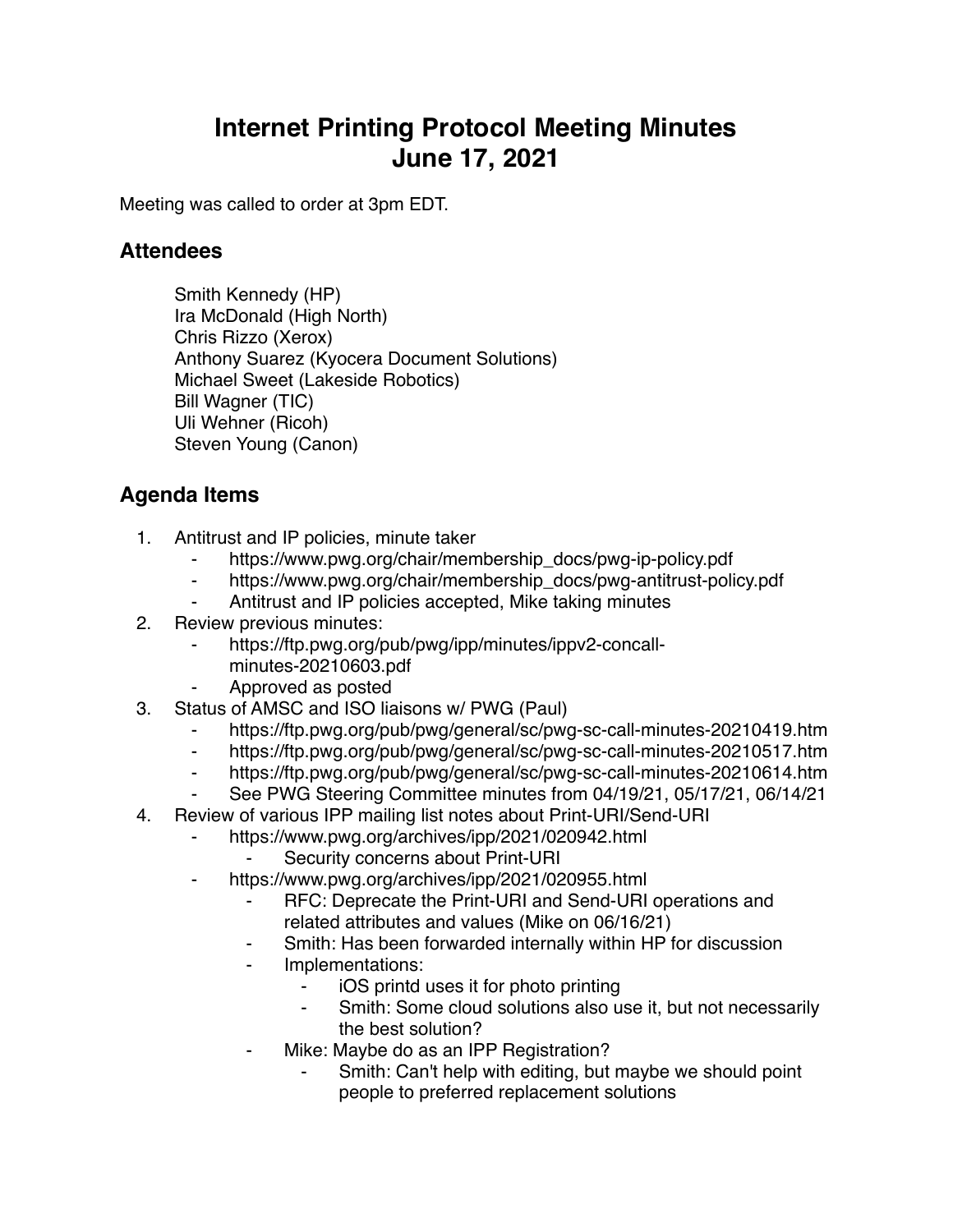# Internet Printing Protocol Meeting Minutes
# June 17, 2021

Meeting was called to order at 3pm EDT.

## Attendees

Smith Kennedy (HP)
Ira McDonald (High North)
Chris Rizzo (Xerox)
Anthony Suarez (Kyocera Document Solutions)
Michael Sweet (Lakeside Robotics)
Bill Wagner (TIC)
Uli Wehner (Ricoh)
Steven Young (Canon)

## Agenda Items

1. Antitrust and IP policies, minute taker
    - https://www.pwg.org/chair/membership_docs/pwg-ip-policy.pdf
    - https://www.pwg.org/chair/membership_docs/pwg-antitrust-policy.pdf
    - Antitrust and IP policies accepted, Mike taking minutes
2. Review previous minutes:
    - https://ftp.pwg.org/pub/pwg/ipp/minutes/ippv2-concall-minutes-20210603.pdf
    - Approved as posted
3. Status of AMSC and ISO liaisons w/ PWG (Paul)
    - https://ftp.pwg.org/pub/pwg/general/sc/pwg-sc-call-minutes-20210419.htm
    - https://ftp.pwg.org/pub/pwg/general/sc/pwg-sc-call-minutes-20210517.htm
    - https://ftp.pwg.org/pub/pwg/general/sc/pwg-sc-call-minutes-20210614.htm
    - See PWG Steering Committee minutes from 04/19/21, 05/17/21, 06/14/21
4. Review of various IPP mailing list notes about Print-URI/Send-URI
    - https://www.pwg.org/archives/ipp/2021/020942.html
        - Security concerns about Print-URI
    - https://www.pwg.org/archives/ipp/2021/020955.html
        - RFC: Deprecate the Print-URI and Send-URI operations and related attributes and values (Mike on 06/16/21)
        - Smith: Has been forwarded internally within HP for discussion
        - Implementations:
            - iOS printd uses it for photo printing
            - Smith: Some cloud solutions also use it, but not necessarily the best solution?
        - Mike: Maybe do as an IPP Registration?
            - Smith: Can't help with editing, but maybe we should point people to preferred replacement solutions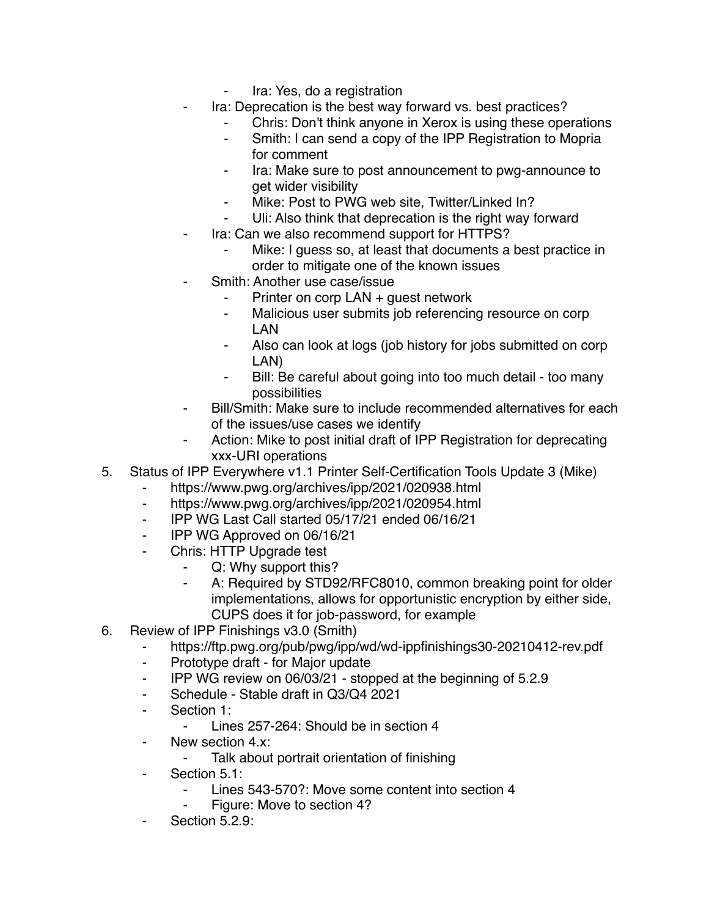- Ira: Yes, do a registration
        - Ira: Deprecation is the best way forward vs. best practices?
            - Chris: Don't think anyone in Xerox is using these operations
            - Smith: I can send a copy of the IPP Registration to Mopria for comment
            - Ira: Make sure to post announcement to pwg-announce to get wider visibility
            - Mike: Post to PWG web site, Twitter/Linked In?
            - Uli: Also think that deprecation is the right way forward
        - Ira: Can we also recommend support for HTTPS?
            - Mike: I guess so, at least that documents a best practice in order to mitigate one of the known issues
        - Smith: Another use case/issue
            - Printer on corp LAN + guest network
            - Malicious user submits job referencing resource on corp LAN
            - Also can look at logs (job history for jobs submitted on corp LAN)
            - Bill: Be careful about going into too much detail - too many possibilities
        - Bill/Smith: Make sure to include recommended alternatives for each of the issues/use cases we identify
        - Action: Mike to post initial draft of IPP Registration for deprecating xxx-URI operations

5. Status of IPP Everywhere v1.1 Printer Self-Certification Tools Update 3 (Mike)
    - https://www.pwg.org/archives/ipp/2021/020938.html
    - https://www.pwg.org/archives/ipp/2021/020954.html
    - IPP WG Last Call started 05/17/21 ended 06/16/21
    - IPP WG Approved on 06/16/21
    - Chris: HTTP Upgrade test
        - Q: Why support this?
        - A: Required by STD92/RFC8010, common breaking point for older implementations, allows for opportunistic encryption by either side, CUPS does it for job-password, for example
6. Review of IPP Finishings v3.0 (Smith)
    - https://ftp.pwg.org/pub/pwg/ipp/wd/wd-ippfinishings30-20210412-rev.pdf
    - Prototype draft - for Major update
    - IPP WG review on 06/03/21 - stopped at the beginning of 5.2.9
    - Schedule - Stable draft in Q3/Q4 2021
    - Section 1:
        - Lines 257-264: Should be in section 4
    - New section 4.x:
        - Talk about portrait orientation of finishing
    - Section 5.1:
        - Lines 543-570?: Move some content into section 4
        - Figure: Move to section 4?
    - Section 5.2.9: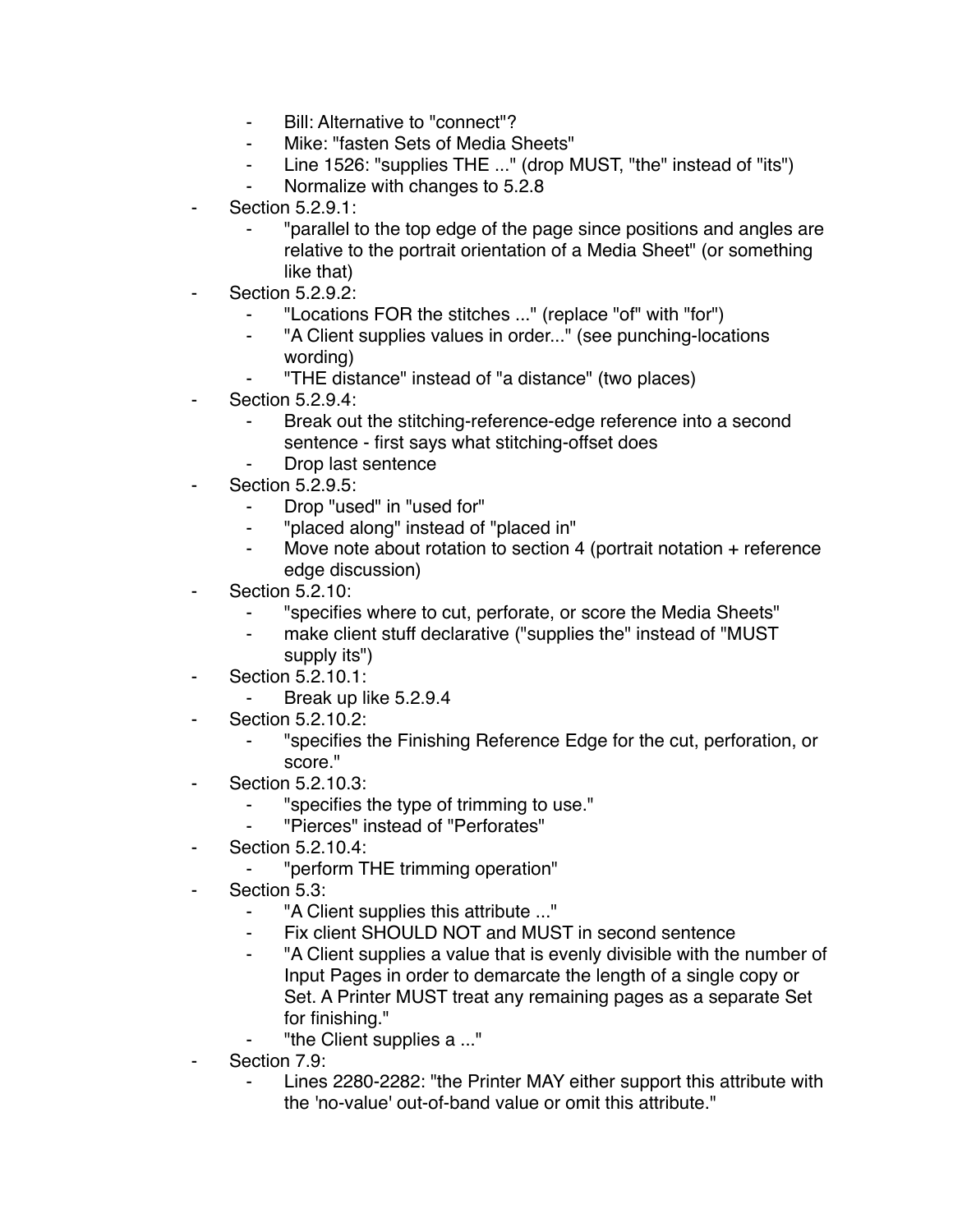- Bill: Alternative to "connect"?
    - Mike: "fasten Sets of Media Sheets"
    - Line 1526: "supplies THE ..." (drop MUST, "the" instead of "its")
    - Normalize with changes to 5.2.8
- Section 5.2.9.1:
    - "parallel to the top edge of the page since positions and angles are relative to the portrait orientation of a Media Sheet" (or something like that)
- Section 5.2.9.2:
    - "Locations FOR the stitches ..." (replace "of" with "for")
    - "A Client supplies values in order..." (see punching-locations wording)
    - "THE distance" instead of "a distance" (two places)
- Section 5.2.9.4:
    - Break out the stitching-reference-edge reference into a second sentence - first says what stitching-offset does
    - Drop last sentence
- Section 5.2.9.5:
    - Drop "used" in "used for"
    - "placed along" instead of "placed in"
    - Move note about rotation to section 4 (portrait notation + reference edge discussion)
- Section 5.2.10:
    - "specifies where to cut, perforate, or score the Media Sheets"
    - make client stuff declarative ("supplies the" instead of "MUST supply its")
- Section 5.2.10.1:
    - Break up like 5.2.9.4
- Section 5.2.10.2:
    - "specifies the Finishing Reference Edge for the cut, perforation, or score."
- Section 5.2.10.3:
    - "specifies the type of trimming to use."
    - "Pierces" instead of "Perforates"
- Section 5.2.10.4:
    - "perform THE trimming operation"
- Section 5.3:
    - "A Client supplies this attribute ..."
    - Fix client SHOULD NOT and MUST in second sentence
    - "A Client supplies a value that is evenly divisible with the number of Input Pages in order to demarcate the length of a single copy or Set. A Printer MUST treat any remaining pages as a separate Set for finishing."
    - "the Client supplies a ..."
- Section 7.9:
    - Lines 2280-2282: "the Printer MAY either support this attribute with the 'no-value' out-of-band value or omit this attribute."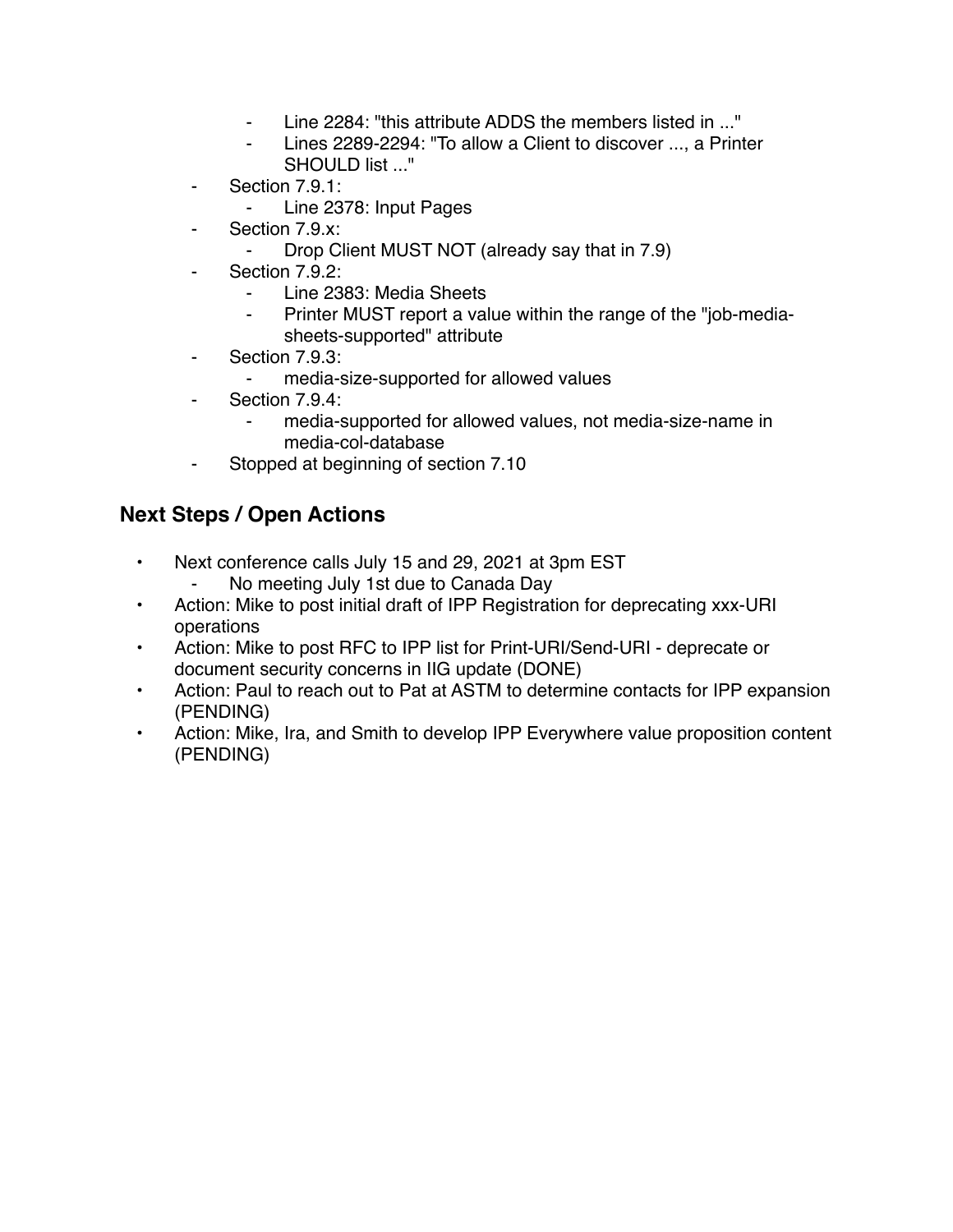- Line 2284: "this attribute ADDS the members listed in ..."
        - Lines 2289-2294: "To allow a Client to discover ..., a Printer SHOULD list ..."
    - Section 7.9.1:
        - Line 2378: Input Pages
    - Section 7.9.x:
        - Drop Client MUST NOT (already say that in 7.9)
    - Section 7.9.2:
        - Line 2383: Media Sheets
        - Printer MUST report a value within the range of the "job-media-sheets-supported" attribute
    - Section 7.9.3:
        - media-size-supported for allowed values
    - Section 7.9.4:
        - media-supported for allowed values, not media-size-name in media-col-database
    - Stopped at beginning of section 7.10

## Next Steps / Open Actions

- Next conference calls July 15 and 29, 2021 at 3pm EST
    - No meeting July 1st due to Canada Day
- Action: Mike to post initial draft of IPP Registration for deprecating xxx-URI operations
- Action: Mike to post RFC to IPP list for Print-URI/Send-URI - deprecate or document security concerns in IIG update (DONE)
- Action: Paul to reach out to Pat at ASTM to determine contacts for IPP expansion (PENDING)
- Action: Mike, Ira, and Smith to develop IPP Everywhere value proposition content (PENDING)